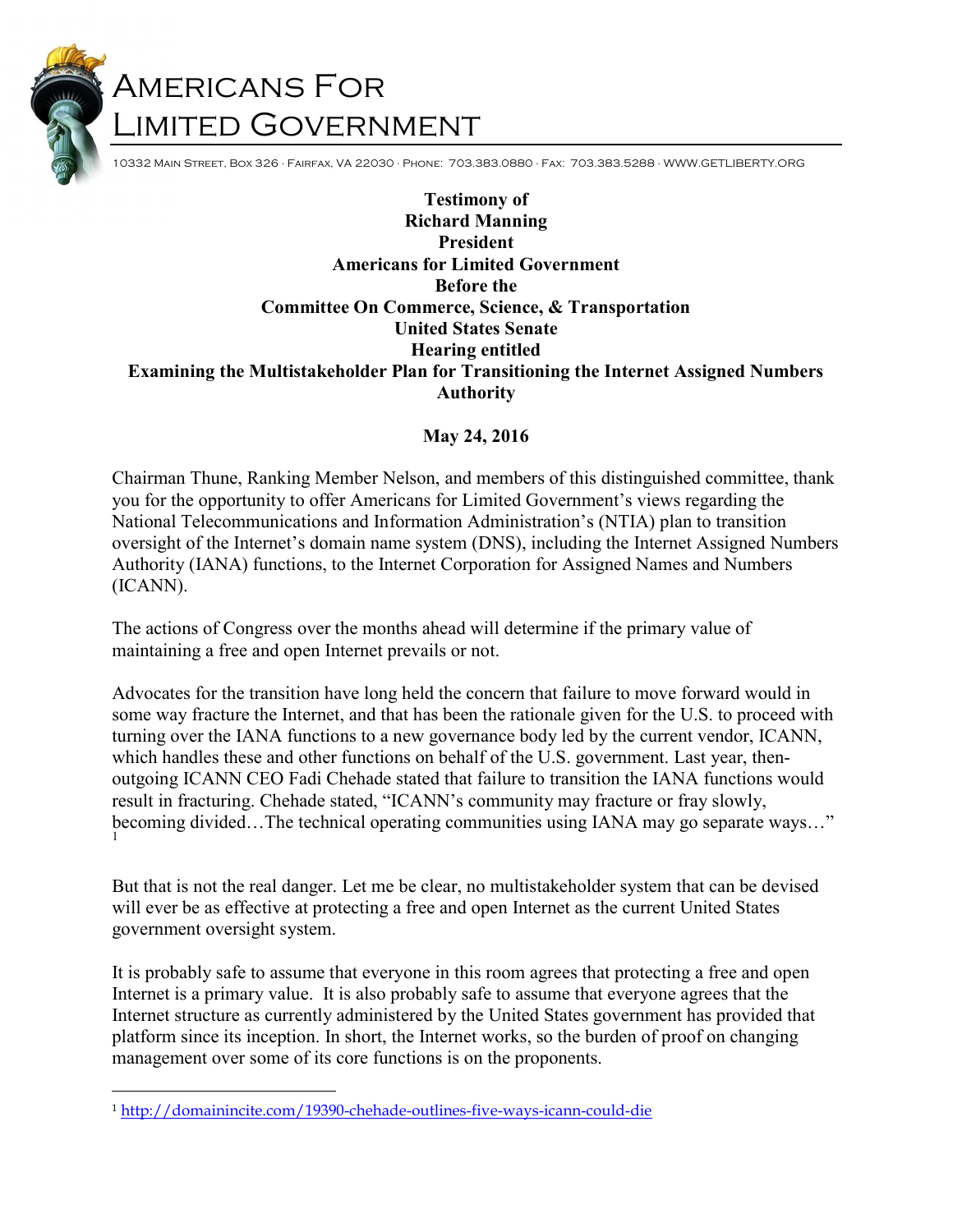# Americans For Limited Government

10332 Main Street, Box 326 · Fairfax, VA 22030 · Phone: 703.383.0880 · Fax: 703.383.5288 · WWW.GETLIBERTY.ORG

**Testimony of**
**Richard Manning**
**President**
**Americans for Limited Government**
**Before the**
**Committee On Commerce, Science, & Transportation**
**United States Senate**
**Hearing entitled**
**Examining the Multistakeholder Plan for Transitioning the Internet Assigned Numbers Authority**

**May 24, 2016**

Chairman Thune, Ranking Member Nelson, and members of this distinguished committee, thank you for the opportunity to offer Americans for Limited Government's views regarding the National Telecommunications and Information Administration's (NTIA) plan to transition oversight of the Internet's domain name system (DNS), including the Internet Assigned Numbers Authority (IANA) functions, to the Internet Corporation for Assigned Names and Numbers (ICANN).

The actions of Congress over the months ahead will determine if the primary value of maintaining a free and open Internet prevails or not.

Advocates for the transition have long held the concern that failure to move forward would in some way fracture the Internet, and that has been the rationale given for the U.S. to proceed with turning over the IANA functions to a new governance body led by the current vendor, ICANN, which handles these and other functions on behalf of the U.S. government. Last year, then-outgoing ICANN CEO Fadi Chehade stated that failure to transition the IANA functions would result in fracturing. Chehade stated, "ICANN's community may fracture or fray slowly, becoming divided…The technical operating communities using IANA may go separate ways…"[1]

But that is not the real danger. Let me be clear, no multistakeholder system that can be devised will ever be as effective at protecting a free and open Internet as the current United States government oversight system.

It is probably safe to assume that everyone in this room agrees that protecting a free and open Internet is a primary value. It is also probably safe to assume that everyone agrees that the Internet structure as currently administered by the United States government has provided that platform since its inception. In short, the Internet works, so the burden of proof on changing management over some of its core functions is on the proponents.

[1] http://domainincite.com/19390-chehade-outlines-five-ways-icann-could-die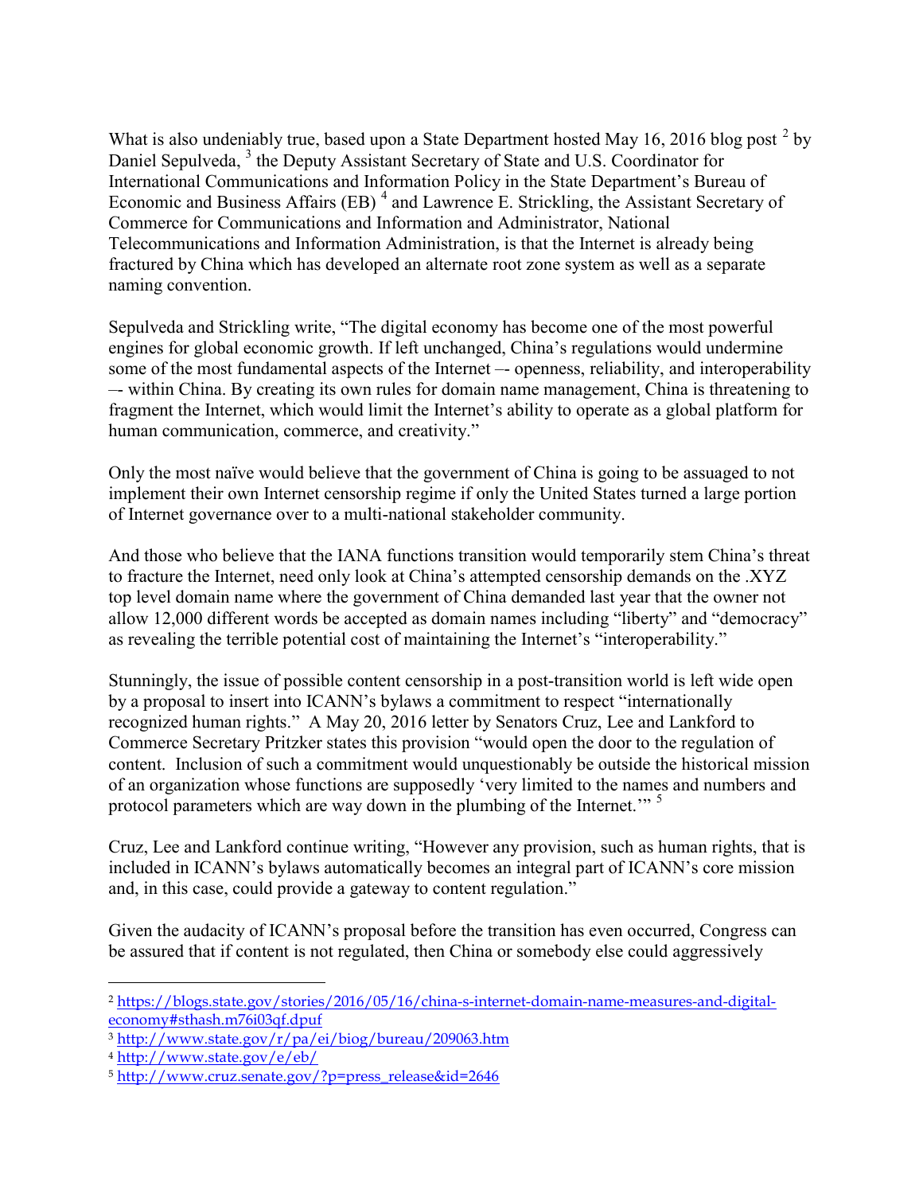What is also undeniably true, based upon a State Department hosted May 16, 2016 blog post [2] by Daniel Sepulveda, [3] the Deputy Assistant Secretary of State and U.S. Coordinator for International Communications and Information Policy in the State Department's Bureau of Economic and Business Affairs (EB) [4] and Lawrence E. Strickling, the Assistant Secretary of Commerce for Communications and Information and Administrator, National Telecommunications and Information Administration, is that the Internet is already being fractured by China which has developed an alternate root zone system as well as a separate naming convention.

Sepulveda and Strickling write, "The digital economy has become one of the most powerful engines for global economic growth. If left unchanged, China's regulations would undermine some of the most fundamental aspects of the Internet –- openness, reliability, and interoperability –- within China. By creating its own rules for domain name management, China is threatening to fragment the Internet, which would limit the Internet's ability to operate as a global platform for human communication, commerce, and creativity."

Only the most naïve would believe that the government of China is going to be assuaged to not implement their own Internet censorship regime if only the United States turned a large portion of Internet governance over to a multi-national stakeholder community.

And those who believe that the IANA functions transition would temporarily stem China's threat to fracture the Internet, need only look at China's attempted censorship demands on the .XYZ top level domain name where the government of China demanded last year that the owner not allow 12,000 different words be accepted as domain names including "liberty" and "democracy" as revealing the terrible potential cost of maintaining the Internet's "interoperability."

Stunningly, the issue of possible content censorship in a post-transition world is left wide open by a proposal to insert into ICANN's bylaws a commitment to respect "internationally recognized human rights." A May 20, 2016 letter by Senators Cruz, Lee and Lankford to Commerce Secretary Pritzker states this provision "would open the door to the regulation of content. Inclusion of such a commitment would unquestionably be outside the historical mission of an organization whose functions are supposedly 'very limited to the names and numbers and protocol parameters which are way down in the plumbing of the Internet.'" [5]

Cruz, Lee and Lankford continue writing, "However any provision, such as human rights, that is included in ICANN's bylaws automatically becomes an integral part of ICANN's core mission and, in this case, could provide a gateway to content regulation."

Given the audacity of ICANN's proposal before the transition has even occurred, Congress can be assured that if content is not regulated, then China or somebody else could aggressively

---

[2] https://blogs.state.gov/stories/2016/05/16/china-s-internet-domain-name-measures-and-digital-economy#sthash.m76i03qf.dpuf

[3] http://www.state.gov/r/pa/ei/biog/bureau/209063.htm

[4] http://www.state.gov/e/eb/

[5] http://www.cruz.senate.gov/?p=press_release&id=2646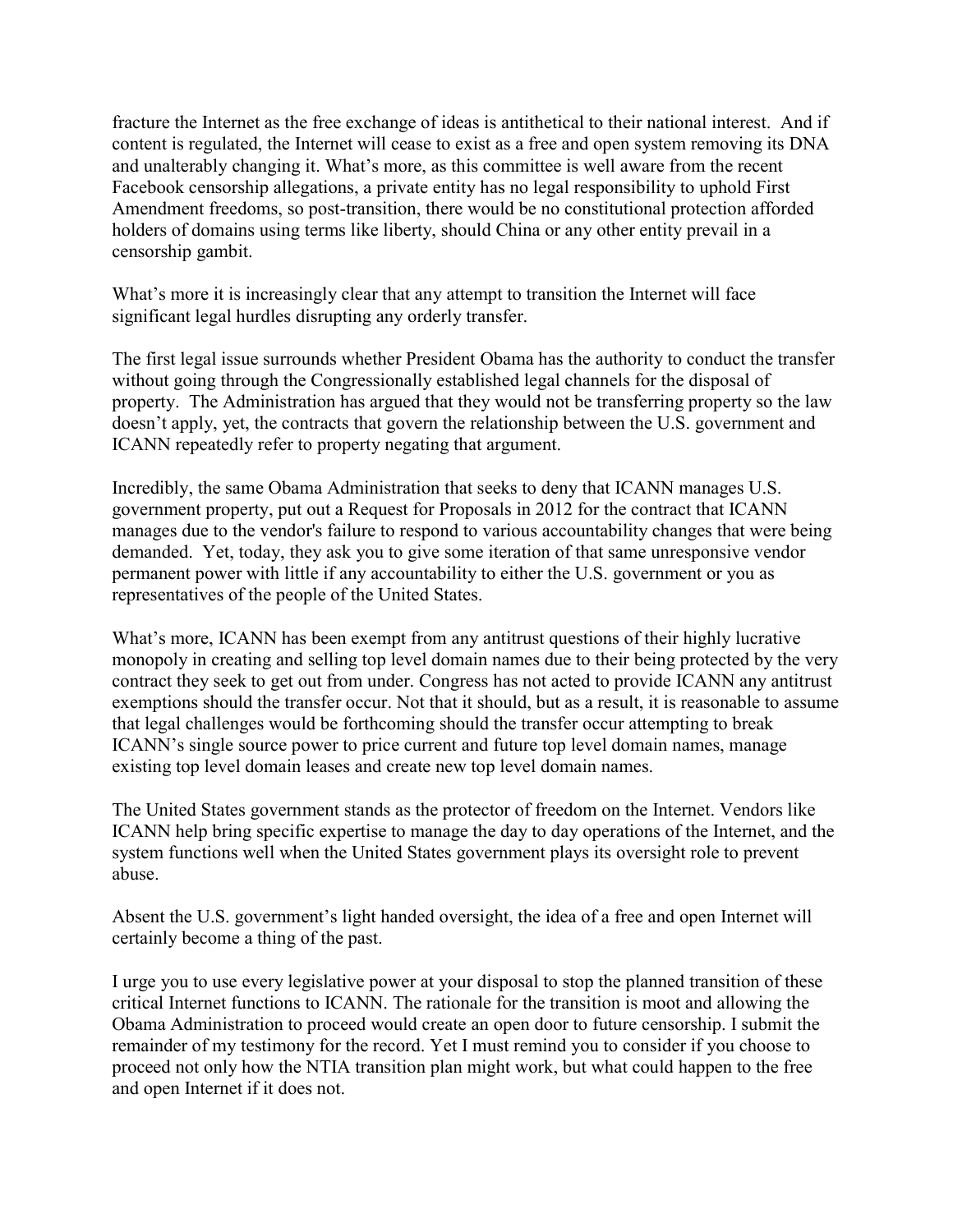fracture the Internet as the free exchange of ideas is antithetical to their national interest. And if content is regulated, the Internet will cease to exist as a free and open system removing its DNA and unalterably changing it. What's more, as this committee is well aware from the recent Facebook censorship allegations, a private entity has no legal responsibility to uphold First Amendment freedoms, so post-transition, there would be no constitutional protection afforded holders of domains using terms like liberty, should China or any other entity prevail in a censorship gambit.

What's more it is increasingly clear that any attempt to transition the Internet will face significant legal hurdles disrupting any orderly transfer.

The first legal issue surrounds whether President Obama has the authority to conduct the transfer without going through the Congressionally established legal channels for the disposal of property. The Administration has argued that they would not be transferring property so the law doesn't apply, yet, the contracts that govern the relationship between the U.S. government and ICANN repeatedly refer to property negating that argument.

Incredibly, the same Obama Administration that seeks to deny that ICANN manages U.S. government property, put out a Request for Proposals in 2012 for the contract that ICANN manages due to the vendor's failure to respond to various accountability changes that were being demanded. Yet, today, they ask you to give some iteration of that same unresponsive vendor permanent power with little if any accountability to either the U.S. government or you as representatives of the people of the United States.

What's more, ICANN has been exempt from any antitrust questions of their highly lucrative monopoly in creating and selling top level domain names due to their being protected by the very contract they seek to get out from under. Congress has not acted to provide ICANN any antitrust exemptions should the transfer occur. Not that it should, but as a result, it is reasonable to assume that legal challenges would be forthcoming should the transfer occur attempting to break ICANN's single source power to price current and future top level domain names, manage existing top level domain leases and create new top level domain names.

The United States government stands as the protector of freedom on the Internet. Vendors like ICANN help bring specific expertise to manage the day to day operations of the Internet, and the system functions well when the United States government plays its oversight role to prevent abuse.

Absent the U.S. government's light handed oversight, the idea of a free and open Internet will certainly become a thing of the past.

I urge you to use every legislative power at your disposal to stop the planned transition of these critical Internet functions to ICANN. The rationale for the transition is moot and allowing the Obama Administration to proceed would create an open door to future censorship. I submit the remainder of my testimony for the record. Yet I must remind you to consider if you choose to proceed not only how the NTIA transition plan might work, but what could happen to the free and open Internet if it does not.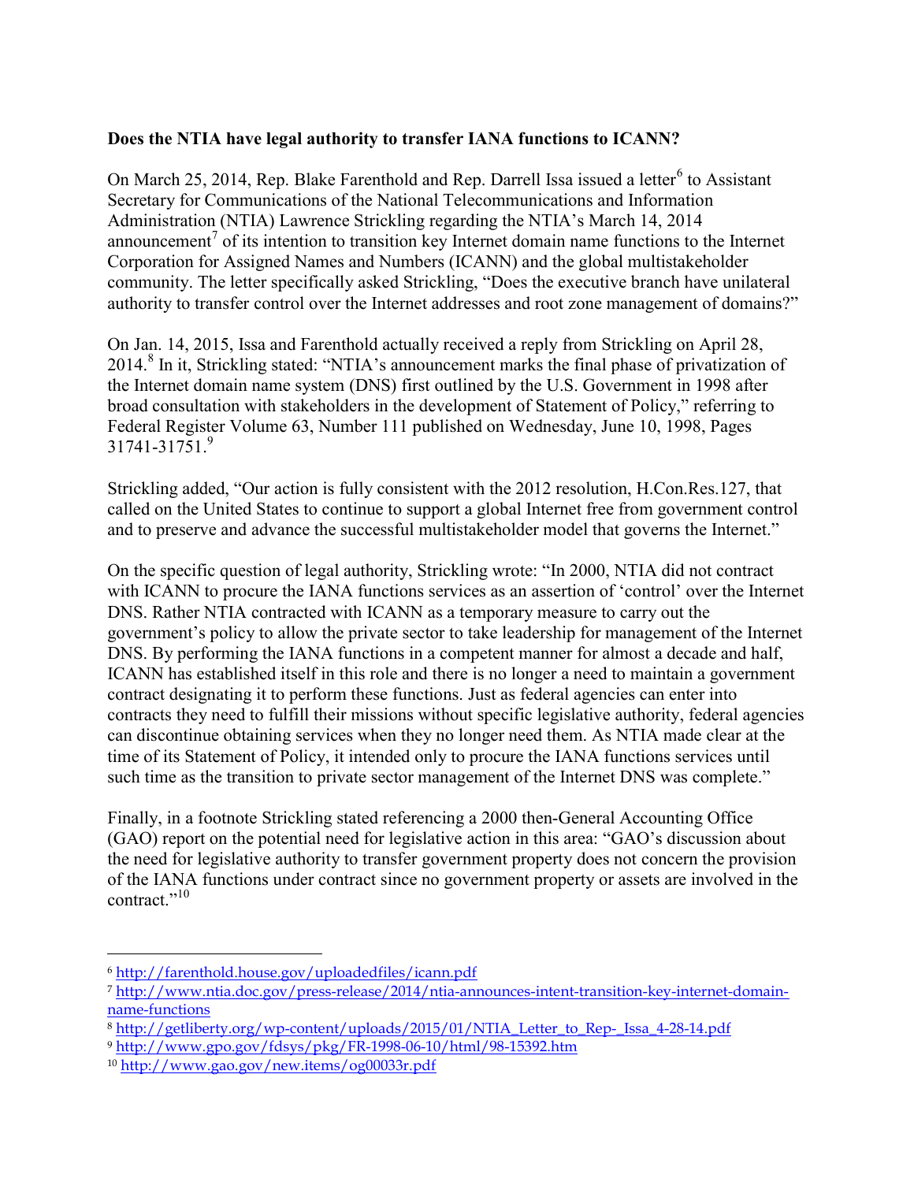**Does the NTIA have legal authority to transfer IANA functions to ICANN?**

On March 25, 2014, Rep. Blake Farenthold and Rep. Darrell Issa issued a letter[6] to Assistant Secretary for Communications of the National Telecommunications and Information Administration (NTIA) Lawrence Strickling regarding the NTIA's March 14, 2014 announcement[7] of its intention to transition key Internet domain name functions to the Internet Corporation for Assigned Names and Numbers (ICANN) and the global multistakeholder community. The letter specifically asked Strickling, "Does the executive branch have unilateral authority to transfer control over the Internet addresses and root zone management of domains?"

On Jan. 14, 2015, Issa and Farenthold actually received a reply from Strickling on April 28, 2014.[8] In it, Strickling stated: "NTIA's announcement marks the final phase of privatization of the Internet domain name system (DNS) first outlined by the U.S. Government in 1998 after broad consultation with stakeholders in the development of Statement of Policy," referring to Federal Register Volume 63, Number 111 published on Wednesday, June 10, 1998, Pages 31741-31751.[9]

Strickling added, "Our action is fully consistent with the 2012 resolution, H.Con.Res.127, that called on the United States to continue to support a global Internet free from government control and to preserve and advance the successful multistakeholder model that governs the Internet."

On the specific question of legal authority, Strickling wrote: "In 2000, NTIA did not contract with ICANN to procure the IANA functions services as an assertion of 'control' over the Internet DNS. Rather NTIA contracted with ICANN as a temporary measure to carry out the government's policy to allow the private sector to take leadership for management of the Internet DNS. By performing the IANA functions in a competent manner for almost a decade and half, ICANN has established itself in this role and there is no longer a need to maintain a government contract designating it to perform these functions. Just as federal agencies can enter into contracts they need to fulfill their missions without specific legislative authority, federal agencies can discontinue obtaining services when they no longer need them. As NTIA made clear at the time of its Statement of Policy, it intended only to procure the IANA functions services until such time as the transition to private sector management of the Internet DNS was complete."

Finally, in a footnote Strickling stated referencing a 2000 then-General Accounting Office (GAO) report on the potential need for legislative action in this area: "GAO's discussion about the need for legislative authority to transfer government property does not concern the provision of the IANA functions under contract since no government property or assets are involved in the contract."[10]

---

[6] http://farenthold.house.gov/uploadedfiles/icann.pdf

[7] http://www.ntia.doc.gov/press-release/2014/ntia-announces-intent-transition-key-internet-domain-name-functions

[8] http://getliberty.org/wp-content/uploads/2015/01/NTIA_Letter_to_Rep-_Issa_4-28-14.pdf

[9] http://www.gpo.gov/fdsys/pkg/FR-1998-06-10/html/98-15392.htm

[10] http://www.gao.gov/new.items/og00033r.pdf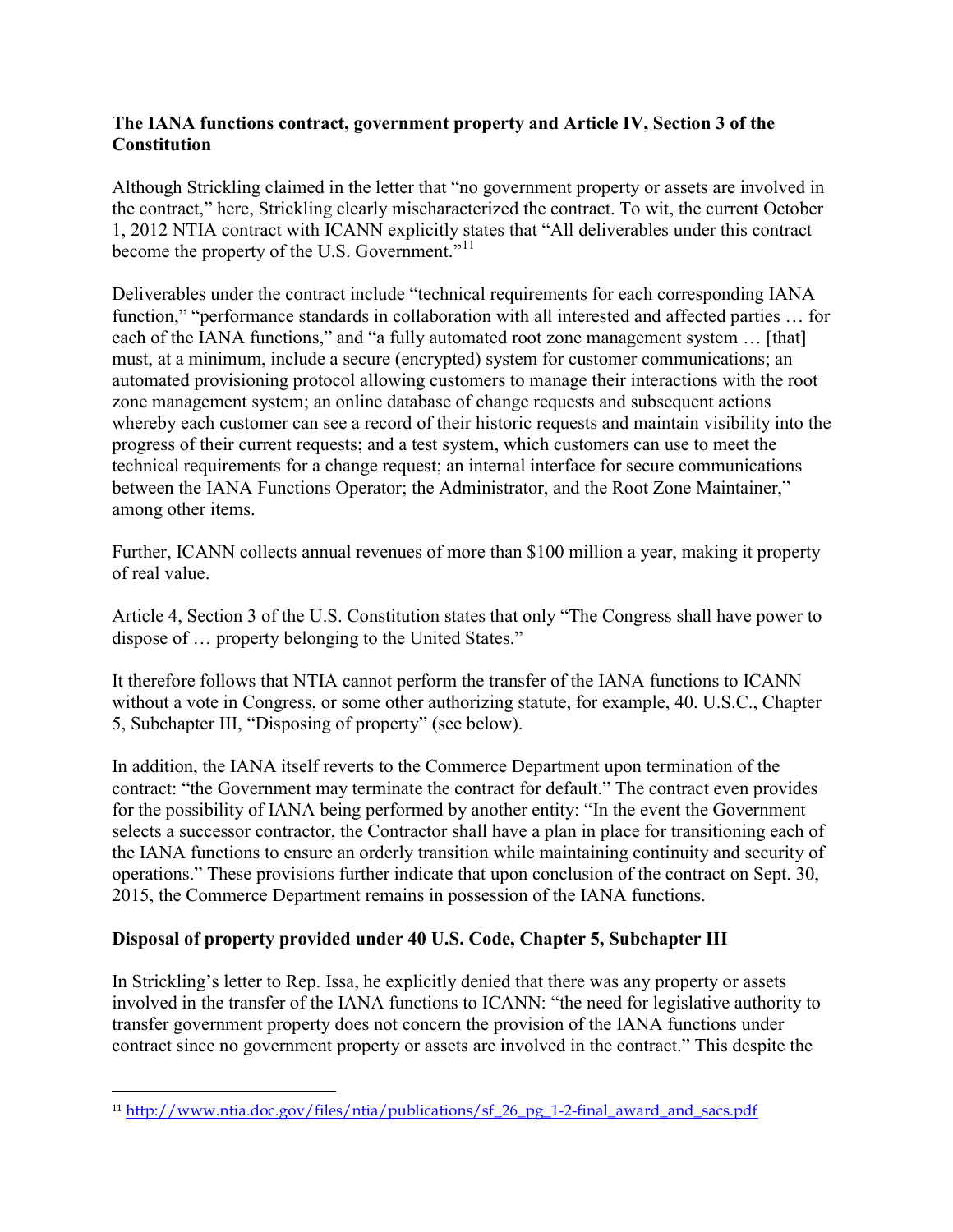**The IANA functions contract, government property and Article IV, Section 3 of the Constitution**

Although Strickling claimed in the letter that "no government property or assets are involved in the contract," here, Strickling clearly mischaracterized the contract. To wit, the current October 1, 2012 NTIA contract with ICANN explicitly states that "All deliverables under this contract become the property of the U.S. Government."[11]

Deliverables under the contract include "technical requirements for each corresponding IANA function," "performance standards in collaboration with all interested and affected parties … for each of the IANA functions," and "a fully automated root zone management system … [that] must, at a minimum, include a secure (encrypted) system for customer communications; an automated provisioning protocol allowing customers to manage their interactions with the root zone management system; an online database of change requests and subsequent actions whereby each customer can see a record of their historic requests and maintain visibility into the progress of their current requests; and a test system, which customers can use to meet the technical requirements for a change request; an internal interface for secure communications between the IANA Functions Operator; the Administrator, and the Root Zone Maintainer," among other items.

Further, ICANN collects annual revenues of more than $100 million a year, making it property of real value.

Article 4, Section 3 of the U.S. Constitution states that only "The Congress shall have power to dispose of … property belonging to the United States."

It therefore follows that NTIA cannot perform the transfer of the IANA functions to ICANN without a vote in Congress, or some other authorizing statute, for example, 40. U.S.C., Chapter 5, Subchapter III, "Disposing of property" (see below).

In addition, the IANA itself reverts to the Commerce Department upon termination of the contract: "the Government may terminate the contract for default." The contract even provides for the possibility of IANA being performed by another entity: "In the event the Government selects a successor contractor, the Contractor shall have a plan in place for transitioning each of the IANA functions to ensure an orderly transition while maintaining continuity and security of operations." These provisions further indicate that upon conclusion of the contract on Sept. 30, 2015, the Commerce Department remains in possession of the IANA functions.

**Disposal of property provided under 40 U.S. Code, Chapter 5, Subchapter III**

In Strickling's letter to Rep. Issa, he explicitly denied that there was any property or assets involved in the transfer of the IANA functions to ICANN: "the need for legislative authority to transfer government property does not concern the provision of the IANA functions under contract since no government property or assets are involved in the contract." This despite the

[11] http://www.ntia.doc.gov/files/ntia/publications/sf_26_pg_1-2-final_award_and_sacs.pdf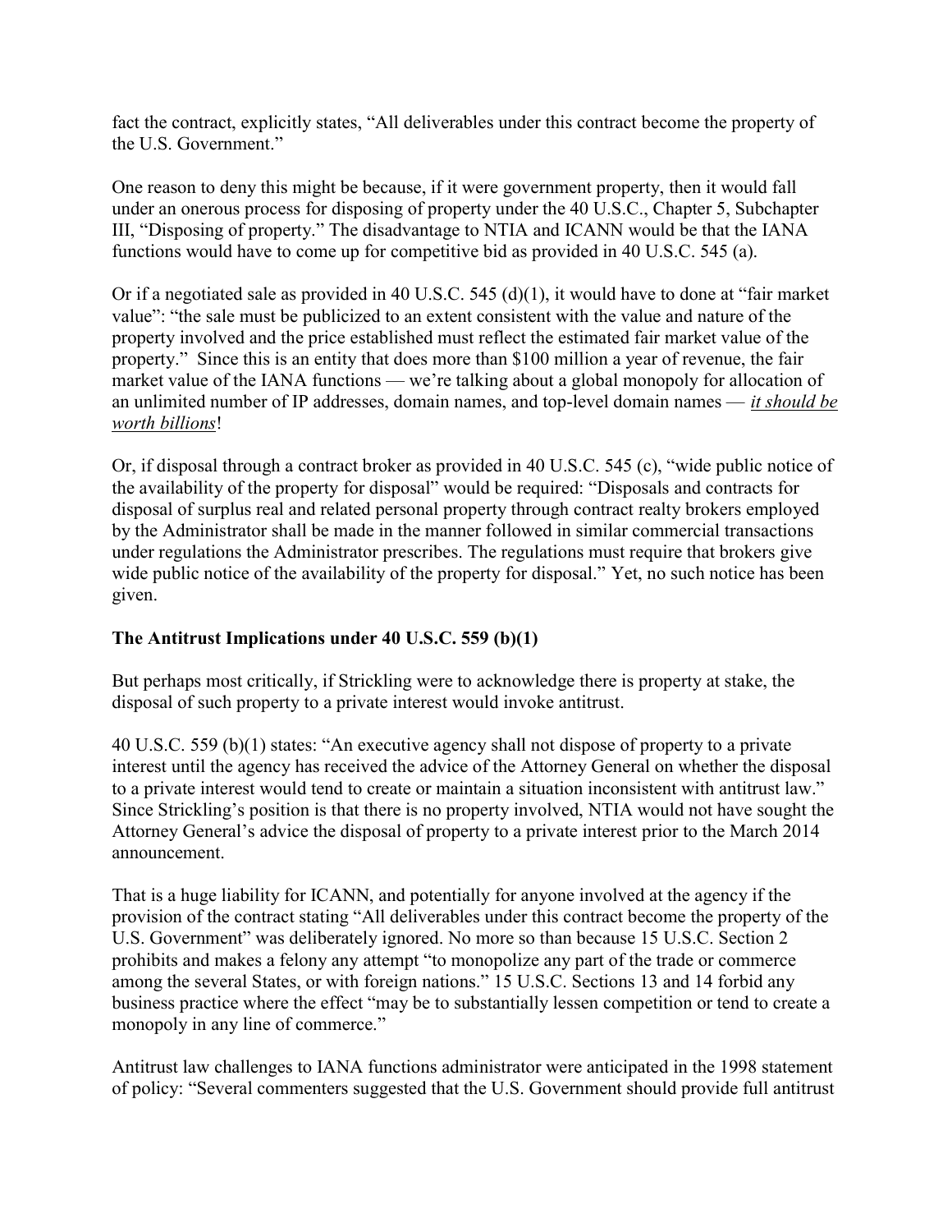fact the contract, explicitly states, "All deliverables under this contract become the property of the U.S. Government."

One reason to deny this might be because, if it were government property, then it would fall under an onerous process for disposing of property under the 40 U.S.C., Chapter 5, Subchapter III, "Disposing of property." The disadvantage to NTIA and ICANN would be that the IANA functions would have to come up for competitive bid as provided in 40 U.S.C. 545 (a).

Or if a negotiated sale as provided in 40 U.S.C. 545 (d)(1), it would have to done at "fair market value": "the sale must be publicized to an extent consistent with the value and nature of the property involved and the price established must reflect the estimated fair market value of the property." Since this is an entity that does more than $100 million a year of revenue, the fair market value of the IANA functions — we're talking about a global monopoly for allocation of an unlimited number of IP addresses, domain names, and top-level domain names — *it should be worth billions*!

Or, if disposal through a contract broker as provided in 40 U.S.C. 545 (c), "wide public notice of the availability of the property for disposal" would be required: "Disposals and contracts for disposal of surplus real and related personal property through contract realty brokers employed by the Administrator shall be made in the manner followed in similar commercial transactions under regulations the Administrator prescribes. The regulations must require that brokers give wide public notice of the availability of the property for disposal." Yet, no such notice has been given.

### The Antitrust Implications under 40 U.S.C. 559 (b)(1)

But perhaps most critically, if Strickling were to acknowledge there is property at stake, the disposal of such property to a private interest would invoke antitrust.

40 U.S.C. 559 (b)(1) states: "An executive agency shall not dispose of property to a private interest until the agency has received the advice of the Attorney General on whether the disposal to a private interest would tend to create or maintain a situation inconsistent with antitrust law." Since Strickling's position is that there is no property involved, NTIA would not have sought the Attorney General's advice the disposal of property to a private interest prior to the March 2014 announcement.

That is a huge liability for ICANN, and potentially for anyone involved at the agency if the provision of the contract stating "All deliverables under this contract become the property of the U.S. Government" was deliberately ignored. No more so than because 15 U.S.C. Section 2 prohibits and makes a felony any attempt "to monopolize any part of the trade or commerce among the several States, or with foreign nations." 15 U.S.C. Sections 13 and 14 forbid any business practice where the effect "may be to substantially lessen competition or tend to create a monopoly in any line of commerce."

Antitrust law challenges to IANA functions administrator were anticipated in the 1998 statement of policy: "Several commenters suggested that the U.S. Government should provide full antitrust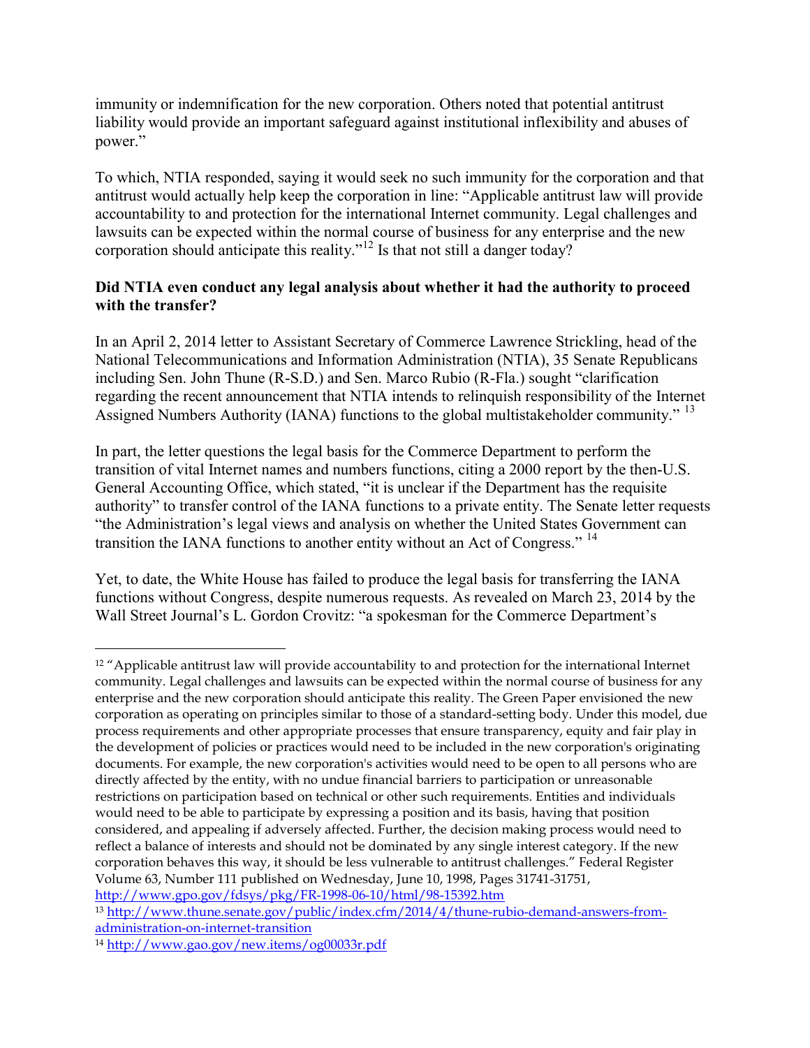immunity or indemnification for the new corporation. Others noted that potential antitrust liability would provide an important safeguard against institutional inflexibility and abuses of power."

To which, NTIA responded, saying it would seek no such immunity for the corporation and that antitrust would actually help keep the corporation in line: "Applicable antitrust law will provide accountability to and protection for the international Internet community. Legal challenges and lawsuits can be expected within the normal course of business for any enterprise and the new corporation should anticipate this reality."[12] Is that not still a danger today?

**Did NTIA even conduct any legal analysis about whether it had the authority to proceed with the transfer?**

In an April 2, 2014 letter to Assistant Secretary of Commerce Lawrence Strickling, head of the National Telecommunications and Information Administration (NTIA), 35 Senate Republicans including Sen. John Thune (R-S.D.) and Sen. Marco Rubio (R-Fla.) sought "clarification regarding the recent announcement that NTIA intends to relinquish responsibility of the Internet Assigned Numbers Authority (IANA) functions to the global multistakeholder community." [13]

In part, the letter questions the legal basis for the Commerce Department to perform the transition of vital Internet names and numbers functions, citing a 2000 report by the then-U.S. General Accounting Office, which stated, "it is unclear if the Department has the requisite authority" to transfer control of the IANA functions to a private entity. The Senate letter requests "the Administration's legal views and analysis on whether the United States Government can transition the IANA functions to another entity without an Act of Congress." [14]

Yet, to date, the White House has failed to produce the legal basis for transferring the IANA functions without Congress, despite numerous requests. As revealed on March 23, 2014 by the Wall Street Journal's L. Gordon Crovitz: "a spokesman for the Commerce Department's

---

[12] "Applicable antitrust law will provide accountability to and protection for the international Internet community. Legal challenges and lawsuits can be expected within the normal course of business for any enterprise and the new corporation should anticipate this reality. The Green Paper envisioned the new corporation as operating on principles similar to those of a standard-setting body. Under this model, due process requirements and other appropriate processes that ensure transparency, equity and fair play in the development of policies or practices would need to be included in the new corporation's originating documents. For example, the new corporation's activities would need to be open to all persons who are directly affected by the entity, with no undue financial barriers to participation or unreasonable restrictions on participation based on technical or other such requirements. Entities and individuals would need to be able to participate by expressing a position and its basis, having that position considered, and appealing if adversely affected. Further, the decision making process would need to reflect a balance of interests and should not be dominated by any single interest category. If the new corporation behaves this way, it should be less vulnerable to antitrust challenges." Federal Register Volume 63, Number 111 published on Wednesday, June 10, 1998, Pages 31741-31751, http://www.gpo.gov/fdsys/pkg/FR-1998-06-10/html/98-15392.htm

[13] http://www.thune.senate.gov/public/index.cfm/2014/4/thune-rubio-demand-answers-from-administration-on-internet-transition

[14] http://www.gao.gov/new.items/og00033r.pdf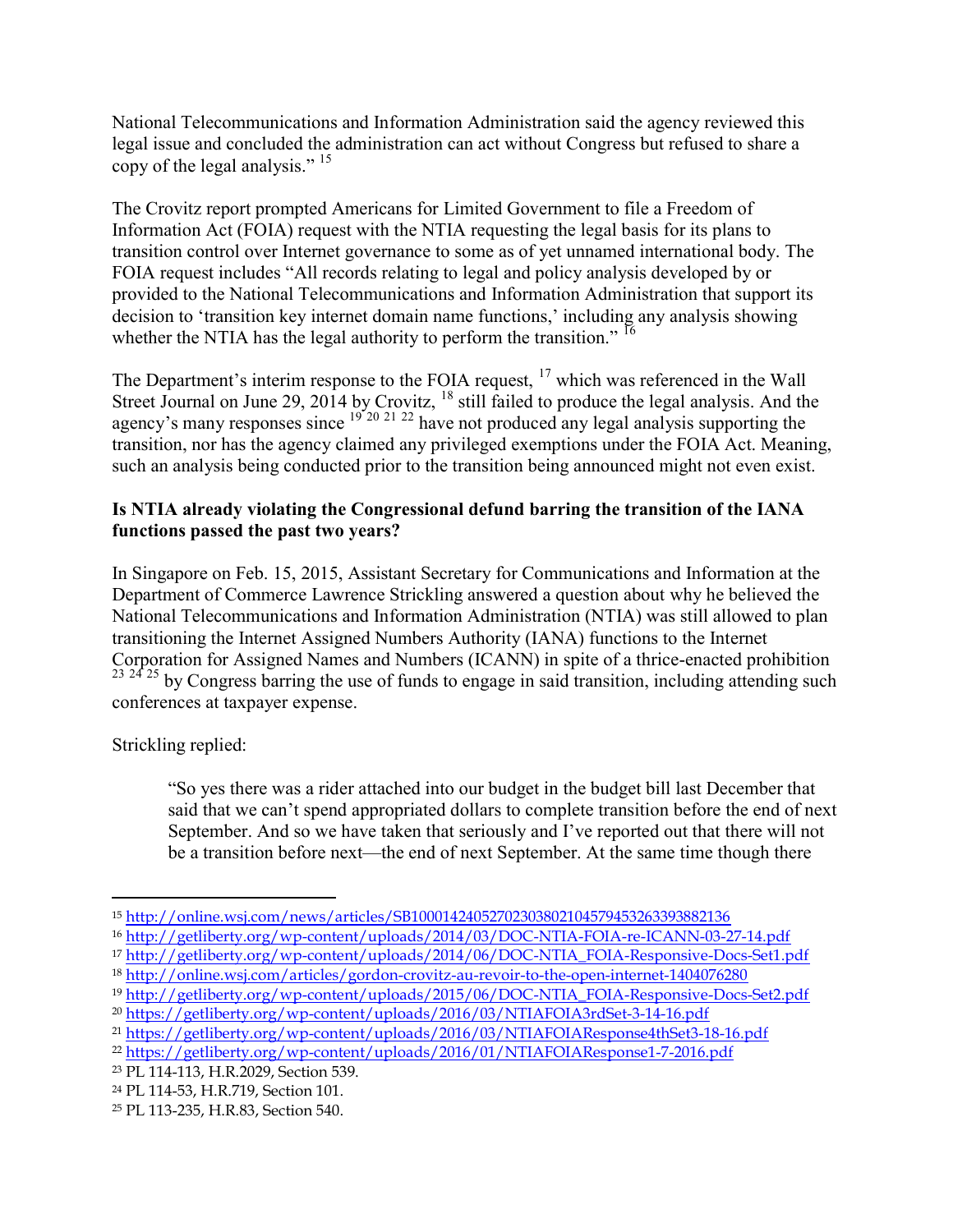National Telecommunications and Information Administration said the agency reviewed this legal issue and concluded the administration can act without Congress but refused to share a copy of the legal analysis." [15]

The Crovitz report prompted Americans for Limited Government to file a Freedom of Information Act (FOIA) request with the NTIA requesting the legal basis for its plans to transition control over Internet governance to some as of yet unnamed international body. The FOIA request includes "All records relating to legal and policy analysis developed by or provided to the National Telecommunications and Information Administration that support its decision to 'transition key internet domain name functions,' including any analysis showing whether the NTIA has the legal authority to perform the transition." [16]

The Department's interim response to the FOIA request, [17] which was referenced in the Wall Street Journal on June 29, 2014 by Crovitz, [18] still failed to produce the legal analysis. And the agency's many responses since [19] [20] [21] [22] have not produced any legal analysis supporting the transition, nor has the agency claimed any privileged exemptions under the FOIA Act. Meaning, such an analysis being conducted prior to the transition being announced might not even exist.

**Is NTIA already violating the Congressional defund barring the transition of the IANA functions passed the past two years?**

In Singapore on Feb. 15, 2015, Assistant Secretary for Communications and Information at the Department of Commerce Lawrence Strickling answered a question about why he believed the National Telecommunications and Information Administration (NTIA) was still allowed to plan transitioning the Internet Assigned Numbers Authority (IANA) functions to the Internet Corporation for Assigned Names and Numbers (ICANN) in spite of a thrice-enacted prohibition [23] [24] [25] by Congress barring the use of funds to engage in said transition, including attending such conferences at taxpayer expense.

Strickling replied:

> "So yes there was a rider attached into our budget in the budget bill last December that said that we can't spend appropriated dollars to complete transition before the end of next September. And so we have taken that seriously and I've reported out that there will not be a transition before next—the end of next September. At the same time though there

---

[15] http://online.wsj.com/news/articles/SB10001424052702303802104579453263393882136

[16] http://getliberty.org/wp-content/uploads/2014/03/DOC-NTIA-FOIA-re-ICANN-03-27-14.pdf

[17] http://getliberty.org/wp-content/uploads/2014/06/DOC-NTIA_FOIA-Responsive-Docs-Set1.pdf

[18] http://online.wsj.com/articles/gordon-crovitz-au-revoir-to-the-open-internet-1404076280

[19] http://getliberty.org/wp-content/uploads/2015/06/DOC-NTIA_FOIA-Responsive-Docs-Set2.pdf

[20] https://getliberty.org/wp-content/uploads/2016/03/NTIAFOIA3rdSet-3-14-16.pdf

[21] https://getliberty.org/wp-content/uploads/2016/03/NTIAFOIAResponse4thSet3-18-16.pdf

[22] https://getliberty.org/wp-content/uploads/2016/01/NTIAFOIAResponse1-7-2016.pdf

[23] PL 114-113, H.R.2029, Section 539.

[24] PL 114-53, H.R.719, Section 101.

[25] PL 113-235, H.R.83, Section 540.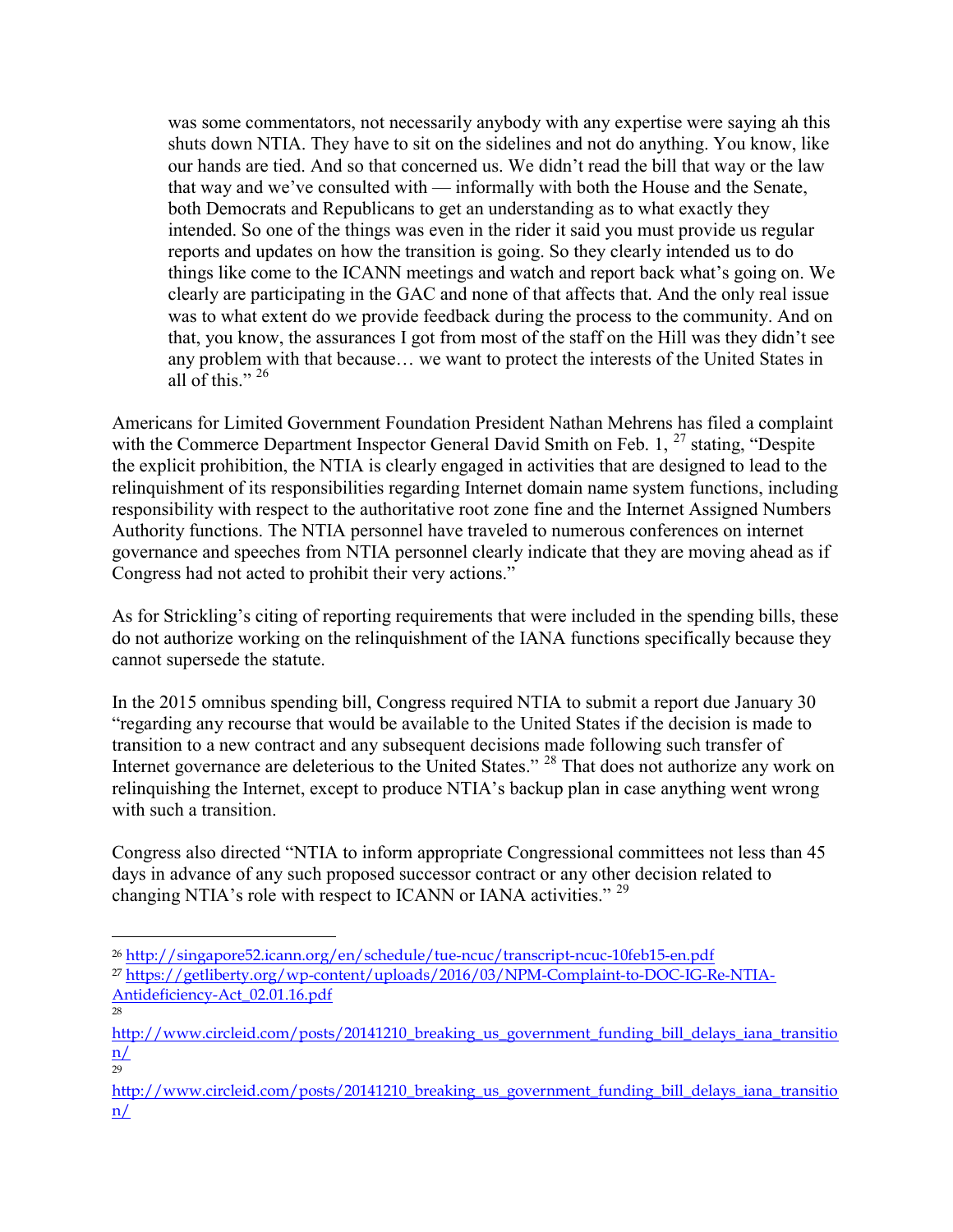> was some commentators, not necessarily anybody with any expertise were saying ah this shuts down NTIA. They have to sit on the sidelines and not do anything. You know, like our hands are tied. And so that concerned us. We didn't read the bill that way or the law that way and we've consulted with — informally with both the House and the Senate, both Democrats and Republicans to get an understanding as to what exactly they intended. So one of the things was even in the rider it said you must provide us regular reports and updates on how the transition is going. So they clearly intended us to do things like come to the ICANN meetings and watch and report back what's going on. We clearly are participating in the GAC and none of that affects that. And the only real issue was to what extent do we provide feedback during the process to the community. And on that, you know, the assurances I got from most of the staff on the Hill was they didn't see any problem with that because… we want to protect the interests of the United States in all of this." [26]

Americans for Limited Government Foundation President Nathan Mehrens has filed a complaint with the Commerce Department Inspector General David Smith on Feb. 1, [27] stating, "Despite the explicit prohibition, the NTIA is clearly engaged in activities that are designed to lead to the relinquishment of its responsibilities regarding Internet domain name system functions, including responsibility with respect to the authoritative root zone fine and the Internet Assigned Numbers Authority functions. The NTIA personnel have traveled to numerous conferences on internet governance and speeches from NTIA personnel clearly indicate that they are moving ahead as if Congress had not acted to prohibit their very actions."

As for Strickling's citing of reporting requirements that were included in the spending bills, these do not authorize working on the relinquishment of the IANA functions specifically because they cannot supersede the statute.

In the 2015 omnibus spending bill, Congress required NTIA to submit a report due January 30 "regarding any recourse that would be available to the United States if the decision is made to transition to a new contract and any subsequent decisions made following such transfer of Internet governance are deleterious to the United States." [28] That does not authorize any work on relinquishing the Internet, except to produce NTIA's backup plan in case anything went wrong with such a transition.

Congress also directed "NTIA to inform appropriate Congressional committees not less than 45 days in advance of any such proposed successor contract or any other decision related to changing NTIA's role with respect to ICANN or IANA activities." [29]

---

[26] http://singapore52.icann.org/en/schedule/tue-ncuc/transcript-ncuc-10feb15-en.pdf

[27] https://getliberty.org/wp-content/uploads/2016/03/NPM-Complaint-to-DOC-IG-Re-NTIA-Antideficiency-Act_02.01.16.pdf

[28] http://www.circleid.com/posts/20141210_breaking_us_government_funding_bill_delays_iana_transition/

[29] http://www.circleid.com/posts/20141210_breaking_us_government_funding_bill_delays_iana_transition/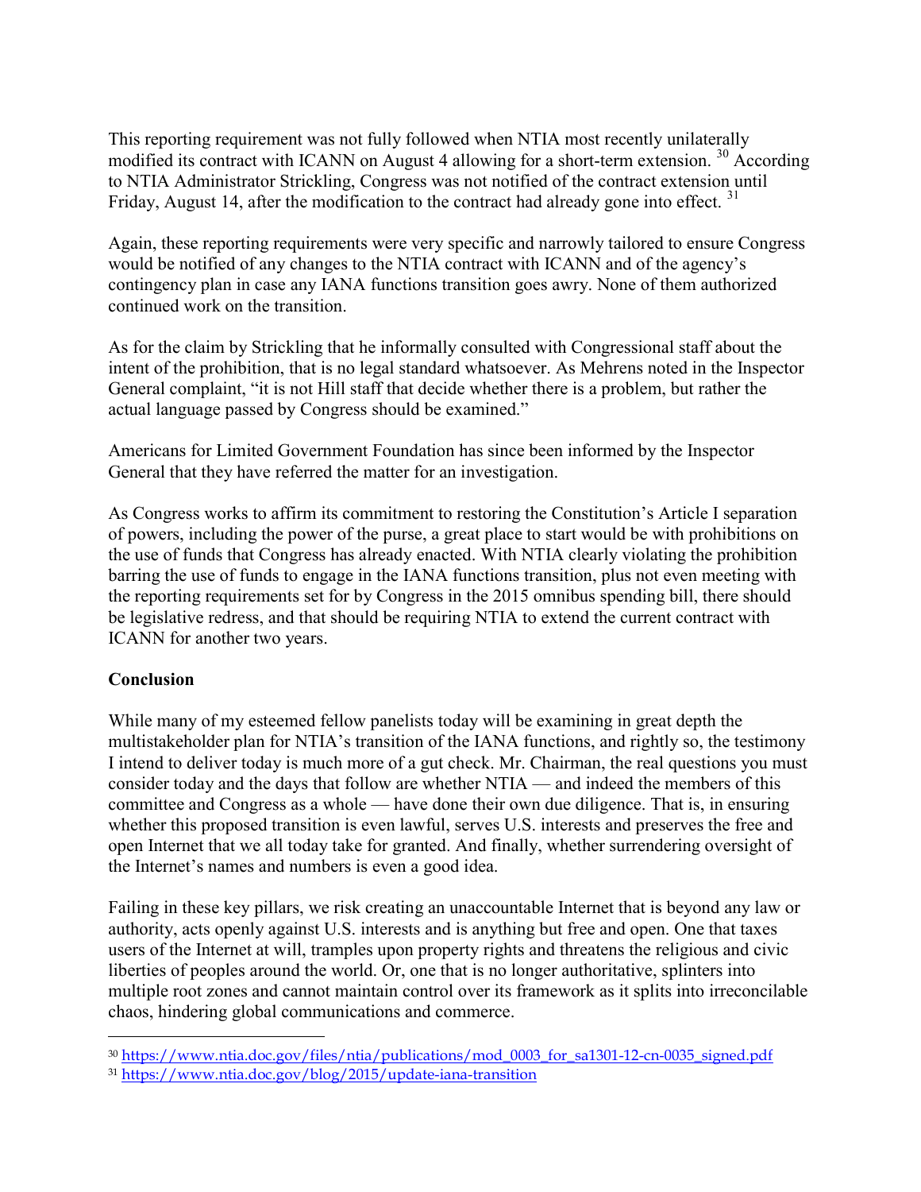This reporting requirement was not fully followed when NTIA most recently unilaterally modified its contract with ICANN on August 4 allowing for a short-term extension. [30] According to NTIA Administrator Strickling, Congress was not notified of the contract extension until Friday, August 14, after the modification to the contract had already gone into effect. [31]

Again, these reporting requirements were very specific and narrowly tailored to ensure Congress would be notified of any changes to the NTIA contract with ICANN and of the agency's contingency plan in case any IANA functions transition goes awry. None of them authorized continued work on the transition.

As for the claim by Strickling that he informally consulted with Congressional staff about the intent of the prohibition, that is no legal standard whatsoever. As Mehrens noted in the Inspector General complaint, "it is not Hill staff that decide whether there is a problem, but rather the actual language passed by Congress should be examined."

Americans for Limited Government Foundation has since been informed by the Inspector General that they have referred the matter for an investigation.

As Congress works to affirm its commitment to restoring the Constitution's Article I separation of powers, including the power of the purse, a great place to start would be with prohibitions on the use of funds that Congress has already enacted. With NTIA clearly violating the prohibition barring the use of funds to engage in the IANA functions transition, plus not even meeting with the reporting requirements set for by Congress in the 2015 omnibus spending bill, there should be legislative redress, and that should be requiring NTIA to extend the current contract with ICANN for another two years.

**Conclusion**

While many of my esteemed fellow panelists today will be examining in great depth the multistakeholder plan for NTIA's transition of the IANA functions, and rightly so, the testimony I intend to deliver today is much more of a gut check. Mr. Chairman, the real questions you must consider today and the days that follow are whether NTIA — and indeed the members of this committee and Congress as a whole — have done their own due diligence. That is, in ensuring whether this proposed transition is even lawful, serves U.S. interests and preserves the free and open Internet that we all today take for granted. And finally, whether surrendering oversight of the Internet's names and numbers is even a good idea.

Failing in these key pillars, we risk creating an unaccountable Internet that is beyond any law or authority, acts openly against U.S. interests and is anything but free and open. One that taxes users of the Internet at will, tramples upon property rights and threatens the religious and civic liberties of peoples around the world. Or, one that is no longer authoritative, splinters into multiple root zones and cannot maintain control over its framework as it splits into irreconcilable chaos, hindering global communications and commerce.

---

[30] https://www.ntia.doc.gov/files/ntia/publications/mod_0003_for_sa1301-12-cn-0035_signed.pdf

[31] https://www.ntia.doc.gov/blog/2015/update-iana-transition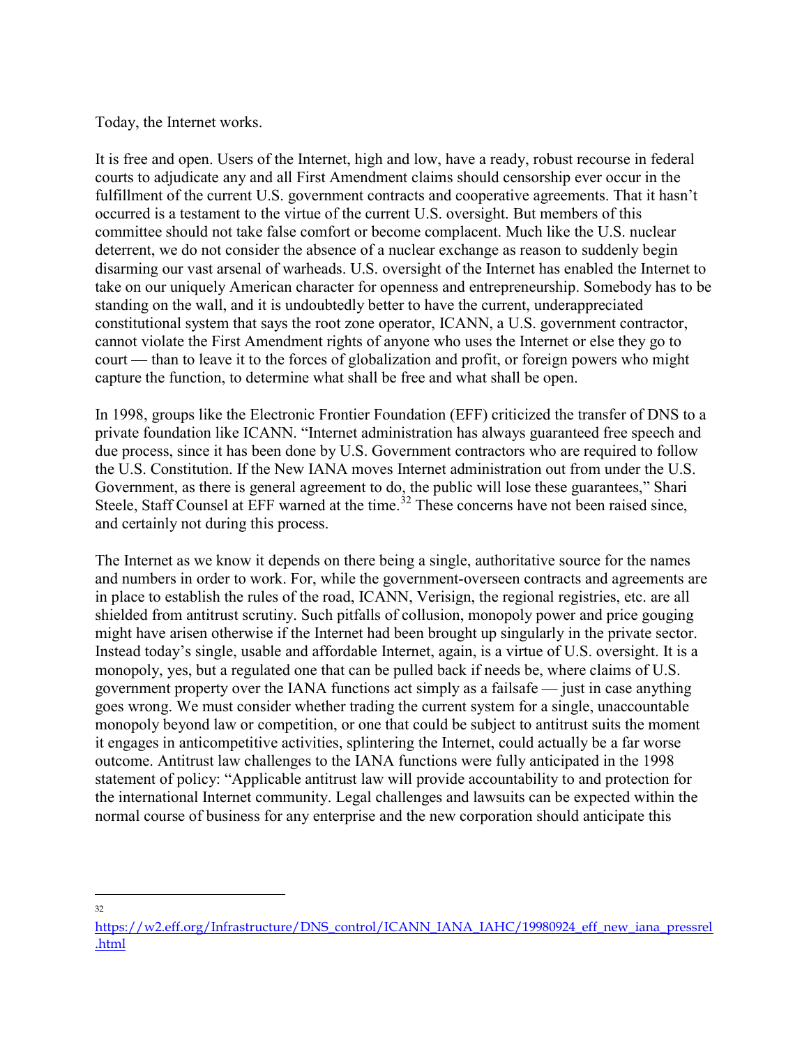Today, the Internet works.

It is free and open. Users of the Internet, high and low, have a ready, robust recourse in federal courts to adjudicate any and all First Amendment claims should censorship ever occur in the fulfillment of the current U.S. government contracts and cooperative agreements. That it hasn't occurred is a testament to the virtue of the current U.S. oversight. But members of this committee should not take false comfort or become complacent. Much like the U.S. nuclear deterrent, we do not consider the absence of a nuclear exchange as reason to suddenly begin disarming our vast arsenal of warheads. U.S. oversight of the Internet has enabled the Internet to take on our uniquely American character for openness and entrepreneurship. Somebody has to be standing on the wall, and it is undoubtedly better to have the current, underappreciated constitutional system that says the root zone operator, ICANN, a U.S. government contractor, cannot violate the First Amendment rights of anyone who uses the Internet or else they go to court — than to leave it to the forces of globalization and profit, or foreign powers who might capture the function, to determine what shall be free and what shall be open.

In 1998, groups like the Electronic Frontier Foundation (EFF) criticized the transfer of DNS to a private foundation like ICANN. "Internet administration has always guaranteed free speech and due process, since it has been done by U.S. Government contractors who are required to follow the U.S. Constitution. If the New IANA moves Internet administration out from under the U.S. Government, as there is general agreement to do, the public will lose these guarantees," Shari Steele, Staff Counsel at EFF warned at the time.[32] These concerns have not been raised since, and certainly not during this process.

The Internet as we know it depends on there being a single, authoritative source for the names and numbers in order to work. For, while the government-overseen contracts and agreements are in place to establish the rules of the road, ICANN, Verisign, the regional registries, etc. are all shielded from antitrust scrutiny. Such pitfalls of collusion, monopoly power and price gouging might have arisen otherwise if the Internet had been brought up singularly in the private sector. Instead today's single, usable and affordable Internet, again, is a virtue of U.S. oversight. It is a monopoly, yes, but a regulated one that can be pulled back if needs be, where claims of U.S. government property over the IANA functions act simply as a failsafe — just in case anything goes wrong. We must consider whether trading the current system for a single, unaccountable monopoly beyond law or competition, or one that could be subject to antitrust suits the moment it engages in anticompetitive activities, splintering the Internet, could actually be a far worse outcome. Antitrust law challenges to the IANA functions were fully anticipated in the 1998 statement of policy: "Applicable antitrust law will provide accountability to and protection for the international Internet community. Legal challenges and lawsuits can be expected within the normal course of business for any enterprise and the new corporation should anticipate this

---

[32] https://w2.eff.org/Infrastructure/DNS_control/ICANN_IANA_IAHC/19980924_eff_new_iana_pressrel.html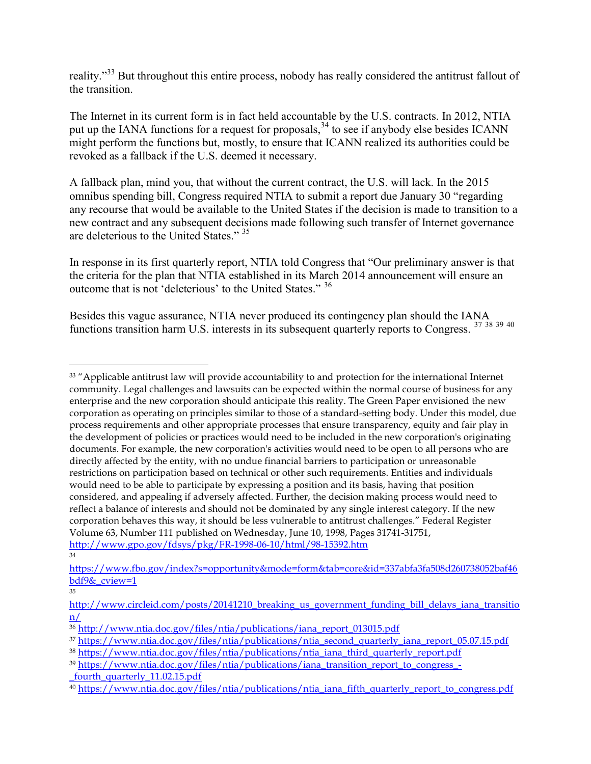reality."[33] But throughout this entire process, nobody has really considered the antitrust fallout of the transition.

The Internet in its current form is in fact held accountable by the U.S. contracts. In 2012, NTIA put up the IANA functions for a request for proposals,[34] to see if anybody else besides ICANN might perform the functions but, mostly, to ensure that ICANN realized its authorities could be revoked as a fallback if the U.S. deemed it necessary.

A fallback plan, mind you, that without the current contract, the U.S. will lack. In the 2015 omnibus spending bill, Congress required NTIA to submit a report due January 30 "regarding any recourse that would be available to the United States if the decision is made to transition to a new contract and any subsequent decisions made following such transfer of Internet governance are deleterious to the United States." [35]

In response in its first quarterly report, NTIA told Congress that "Our preliminary answer is that the criteria for the plan that NTIA established in its March 2014 announcement will ensure an outcome that is not 'deleterious' to the United States." [36]

Besides this vague assurance, NTIA never produced its contingency plan should the IANA functions transition harm U.S. interests in its subsequent quarterly reports to Congress. [37] [38] [39] [40]

---

[33] "Applicable antitrust law will provide accountability to and protection for the international Internet community. Legal challenges and lawsuits can be expected within the normal course of business for any enterprise and the new corporation should anticipate this reality. The Green Paper envisioned the new corporation as operating on principles similar to those of a standard-setting body. Under this model, due process requirements and other appropriate processes that ensure transparency, equity and fair play in the development of policies or practices would need to be included in the new corporation's originating documents. For example, the new corporation's activities would need to be open to all persons who are directly affected by the entity, with no undue financial barriers to participation or unreasonable restrictions on participation based on technical or other such requirements. Entities and individuals would need to be able to participate by expressing a position and its basis, having that position considered, and appealing if adversely affected. Further, the decision making process would need to reflect a balance of interests and should not be dominated by any single interest category. If the new corporation behaves this way, it should be less vulnerable to antitrust challenges." Federal Register Volume 63, Number 111 published on Wednesday, June 10, 1998, Pages 31741-31751, http://www.gpo.gov/fdsys/pkg/FR-1998-06-10/html/98-15392.htm

[34] https://www.fbo.gov/index?s=opportunity&mode=form&tab=core&id=337abfa3fa508d260738052baf46bdf9&_cview=1

[35] http://www.circleid.com/posts/20141210_breaking_us_government_funding_bill_delays_iana_transition/

[36] http://www.ntia.doc.gov/files/ntia/publications/iana_report_013015.pdf

[37] https://www.ntia.doc.gov/files/ntia/publications/ntia_second_quarterly_iana_report_05.07.15.pdf

[38] https://www.ntia.doc.gov/files/ntia/publications/ntia_iana_third_quarterly_report.pdf

[39] https://www.ntia.doc.gov/files/ntia/publications/iana_transition_report_to_congress_-_fourth_quarterly_11.02.15.pdf

[40] https://www.ntia.doc.gov/files/ntia/publications/ntia_iana_fifth_quarterly_report_to_congress.pdf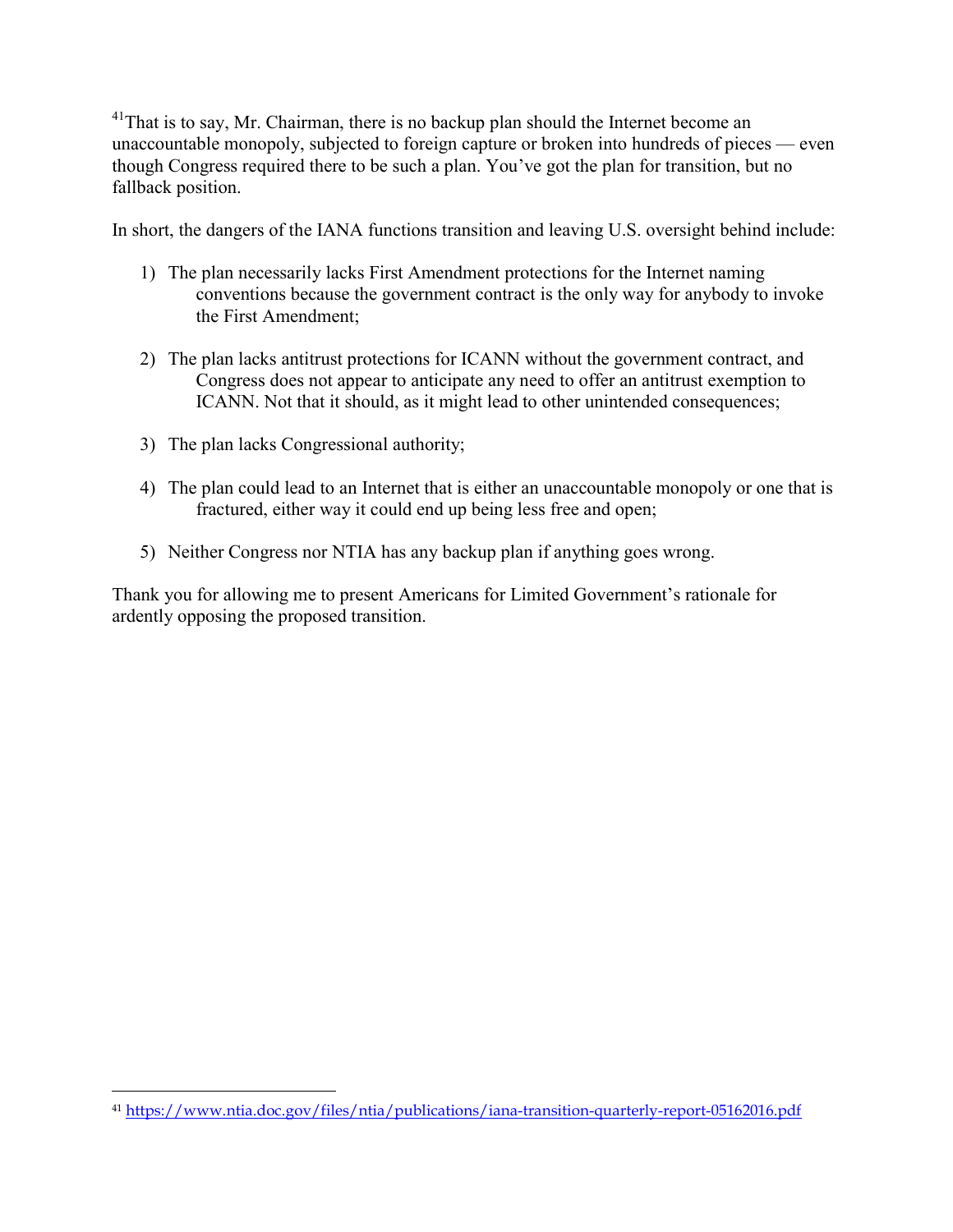[41]That is to say, Mr. Chairman, there is no backup plan should the Internet become an unaccountable monopoly, subjected to foreign capture or broken into hundreds of pieces — even though Congress required there to be such a plan. You've got the plan for transition, but no fallback position.

In short, the dangers of the IANA functions transition and leaving U.S. oversight behind include:

1) The plan necessarily lacks First Amendment protections for the Internet naming conventions because the government contract is the only way for anybody to invoke the First Amendment;

2) The plan lacks antitrust protections for ICANN without the government contract, and Congress does not appear to anticipate any need to offer an antitrust exemption to ICANN. Not that it should, as it might lead to other unintended consequences;

3) The plan lacks Congressional authority;

4) The plan could lead to an Internet that is either an unaccountable monopoly or one that is fractured, either way it could end up being less free and open;

5) Neither Congress nor NTIA has any backup plan if anything goes wrong.

Thank you for allowing me to present Americans for Limited Government's rationale for ardently opposing the proposed transition.

---

[41] https://www.ntia.doc.gov/files/ntia/publications/iana-transition-quarterly-report-05162016.pdf